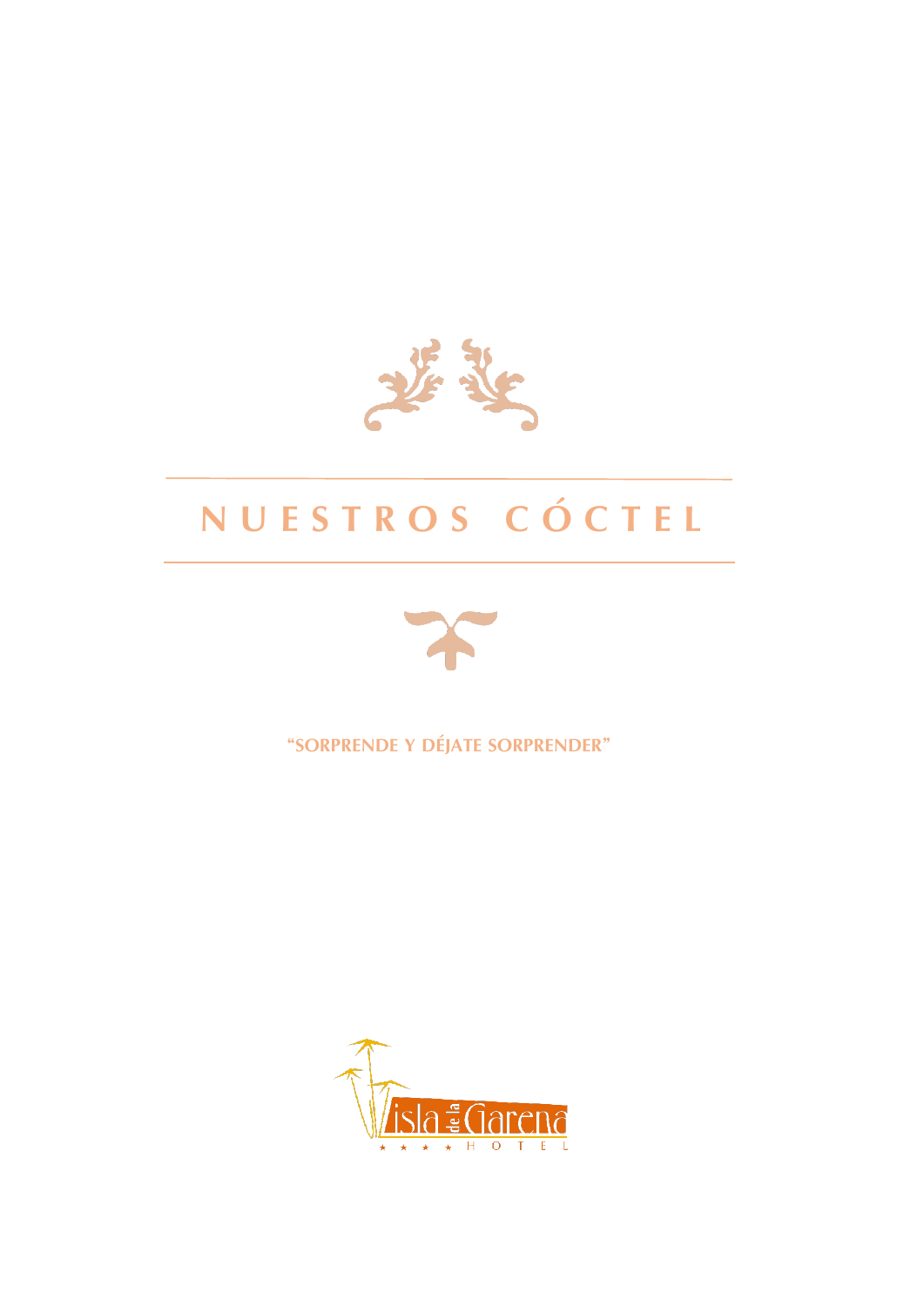# NUESTROS CÓCTEL

"SORPRENDE Y DÉJATE SORPRENDER"

Isla de la Garena

★ ★ ★ ★ HOTEL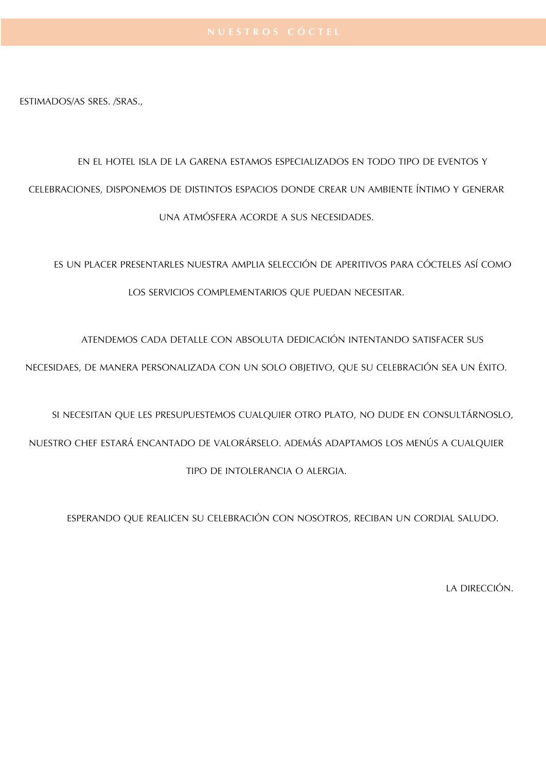# NUESTROS CÓCTEL

ESTIMADOS/AS SRES. /SRAS.,

EN EL HOTEL ISLA DE LA GARENA ESTAMOS ESPECIALIZADOS EN TODO TIPO DE EVENTOS Y CELEBRACIONES, DISPONEMOS DE DISTINTOS ESPACIOS DONDE CREAR UN AMBIENTE ÍNTIMO Y GENERAR UNA ATMÓSFERA ACORDE A SUS NECESIDADES.

ES UN PLACER PRESENTARLES NUESTRA AMPLIA SELECCIÓN DE APERITIVOS PARA CÓCTELES ASÍ COMO LOS SERVICIOS COMPLEMENTARIOS QUE PUEDAN NECESITAR.

ATENDEMOS CADA DETALLE CON ABSOLUTA DEDICACIÓN INTENTANDO SATISFACER SUS NECESIDAES, DE MANERA PERSONALIZADA CON UN SOLO OBJETIVO, QUE SU CELEBRACIÓN SEA UN ÉXITO.

SI NECESITAN QUE LES PRESUPUESTEMOS CUALQUIER OTRO PLATO, NO DUDE EN CONSULTÁRNOSLO, NUESTRO CHEF ESTARÁ ENCANTADO DE VALORÁRSELO. ADEMÁS ADAPTAMOS LOS MENÚS A CUALQUIER TIPO DE INTOLERANCIA O ALERGIA.

ESPERANDO QUE REALICEN SU CELEBRACIÓN CON NOSOTROS, RECIBAN UN CORDIAL SALUDO.

LA DIRECCIÓN.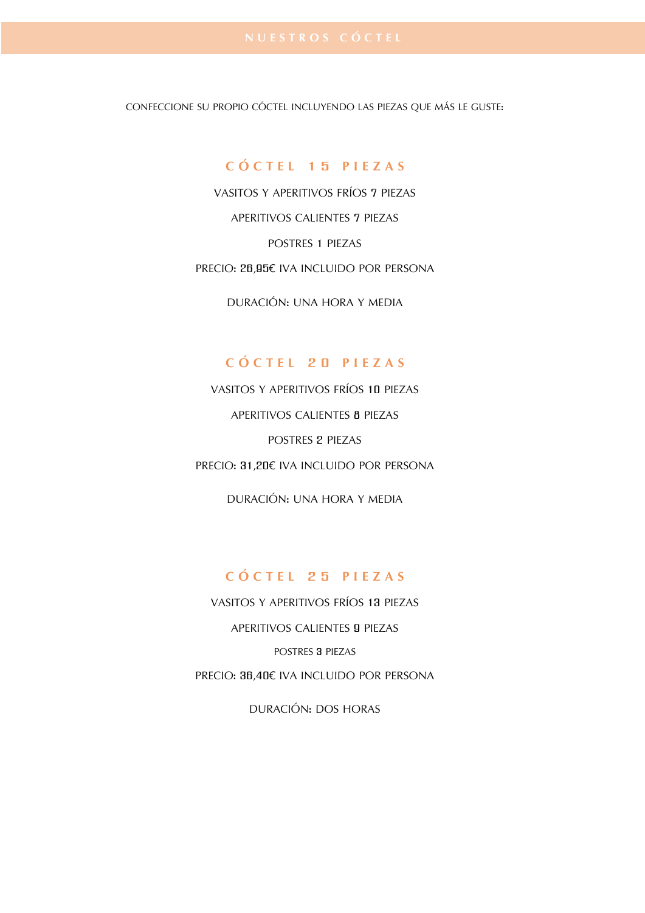# NUESTROS CÓCTEL

CONFECCIONE SU PROPIO CÓCTEL INCLUYENDO LAS PIEZAS QUE MÁS LE GUSTE:

## CÓCTEL 15 PIEZAS

VASITOS Y APERITIVOS FRÍOS 7 PIEZAS

APERITIVOS CALIENTES 7 PIEZAS

POSTRES 1 PIEZAS

PRECIO: 26,95€ IVA INCLUIDO POR PERSONA

DURACIÓN: UNA HORA Y MEDIA

## CÓCTEL 20 PIEZAS

VASITOS Y APERITIVOS FRÍOS 10 PIEZAS

APERITIVOS CALIENTES 8 PIEZAS

POSTRES 2 PIEZAS

PRECIO: 31,20€ IVA INCLUIDO POR PERSONA

DURACIÓN: UNA HORA Y MEDIA

## CÓCTEL 25 PIEZAS

VASITOS Y APERITIVOS FRÍOS 13 PIEZAS

APERITIVOS CALIENTES 9 PIEZAS

POSTRES 3 PIEZAS

PRECIO: 36,40€ IVA INCLUIDO POR PERSONA

DURACIÓN: DOS HORAS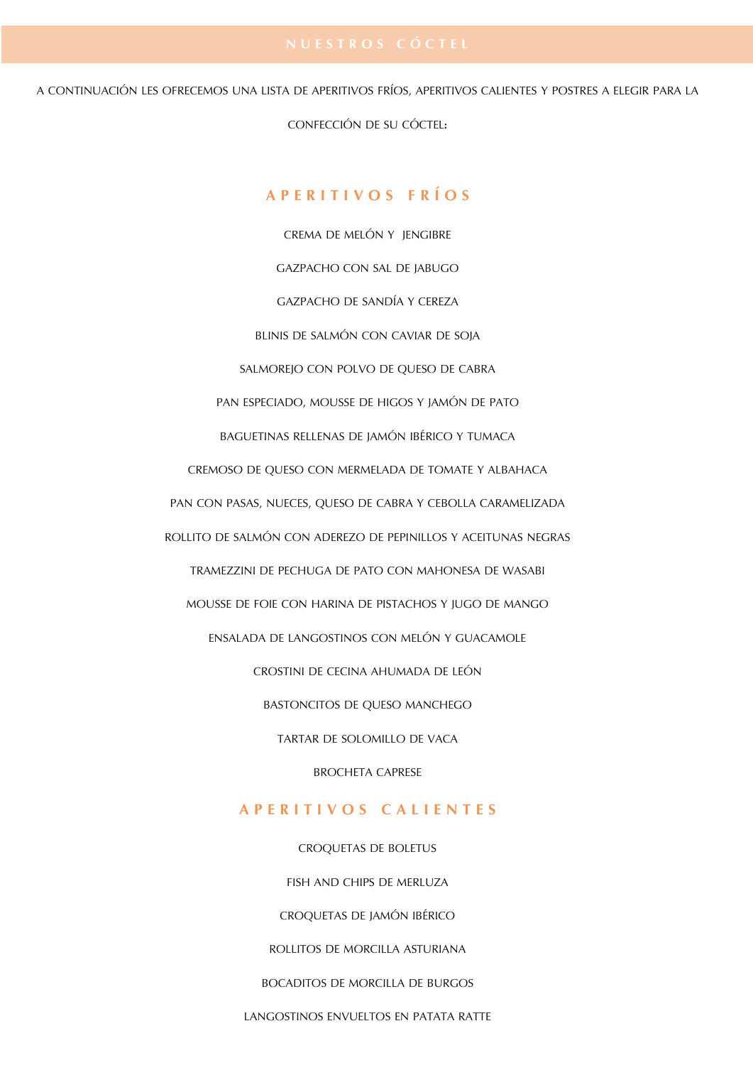# NUESTROS CÓCTEL

A CONTINUACIÓN LES OFRECEMOS UNA LISTA DE APERITIVOS FRÍOS, APERITIVOS CALIENTES Y POSTRES A ELEGIR PARA LA CONFECCIÓN DE SU CÓCTEL:

## APERITIVOS FRÍOS

CREMA DE MELÓN Y JENGIBRE

GAZPACHO CON SAL DE JABUGO

GAZPACHO DE SANDÍA Y CEREZA

BLINIS DE SALMÓN CON CAVIAR DE SOJA

SALMOREJO CON POLVO DE QUESO DE CABRA

PAN ESPECIADO, MOUSSE DE HIGOS Y JAMÓN DE PATO

BAGUETINAS RELLENAS DE JAMÓN IBÉRICO Y TUMACA

CREMOSO DE QUESO CON MERMELADA DE TOMATE Y ALBAHACA

PAN CON PASAS, NUECES, QUESO DE CABRA Y CEBOLLA CARAMELIZADA

ROLLITO DE SALMÓN CON ADEREZO DE PEPINILLOS Y ACEITUNAS NEGRAS

TRAMEZZINI DE PECHUGA DE PATO CON MAHONESA DE WASABI

MOUSSE DE FOIE CON HARINA DE PISTACHOS Y JUGO DE MANGO

ENSALADA DE LANGOSTINOS CON MELÓN Y GUACAMOLE

CROSTINI DE CECINA AHUMADA DE LEÓN

BASTONCITOS DE QUESO MANCHEGO

TARTAR DE SOLOMILLO DE VACA

BROCHETA CAPRESE

## APERITIVOS CALIENTES

CROQUETAS DE BOLETUS

FISH AND CHIPS DE MERLUZA

CROQUETAS DE JAMÓN IBÉRICO

ROLLITOS DE MORCILLA ASTURIANA

BOCADITOS DE MORCILLA DE BURGOS

LANGOSTINOS ENVUELTOS EN PATATA RATTE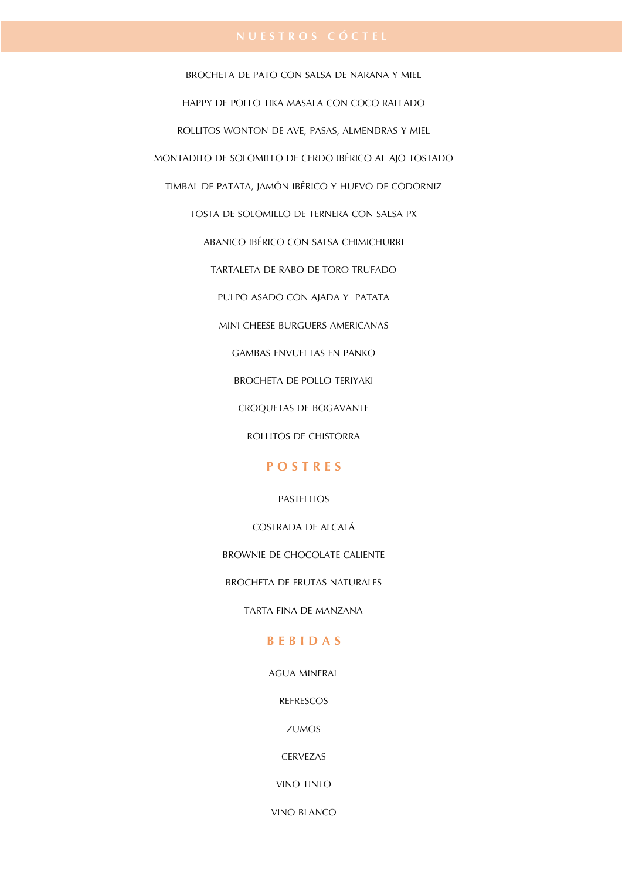# NUESTROS CÓCTEL

BROCHETA DE PATO CON SALSA DE NARANA Y MIEL

HAPPY DE POLLO TIKA MASALA CON COCO RALLADO

ROLLITOS WONTON DE AVE, PASAS, ALMENDRAS Y MIEL

MONTADITO DE SOLOMILLO DE CERDO IBÉRICO AL AJO TOSTADO

TIMBAL DE PATATA, JAMÓN IBÉRICO Y HUEVO DE CODORNIZ

TOSTA DE SOLOMILLO DE TERNERA CON SALSA PX

ABANICO IBÉRICO CON SALSA CHIMICHURRI

TARTALETA DE RABO DE TORO TRUFADO

PULPO ASADO CON AJADA Y PATATA

MINI CHEESE BURGUERS AMERICANAS

GAMBAS ENVUELTAS EN PANKO

BROCHETA DE POLLO TERIYAKI

CROQUETAS DE BOGAVANTE

ROLLITOS DE CHISTORRA

## POSTRES

PASTELITOS

COSTRADA DE ALCALÁ

BROWNIE DE CHOCOLATE CALIENTE

BROCHETA DE FRUTAS NATURALES

TARTA FINA DE MANZANA

## BEBIDAS

AGUA MINERAL

REFRESCOS

ZUMOS

CERVEZAS

VINO TINTO

VINO BLANCO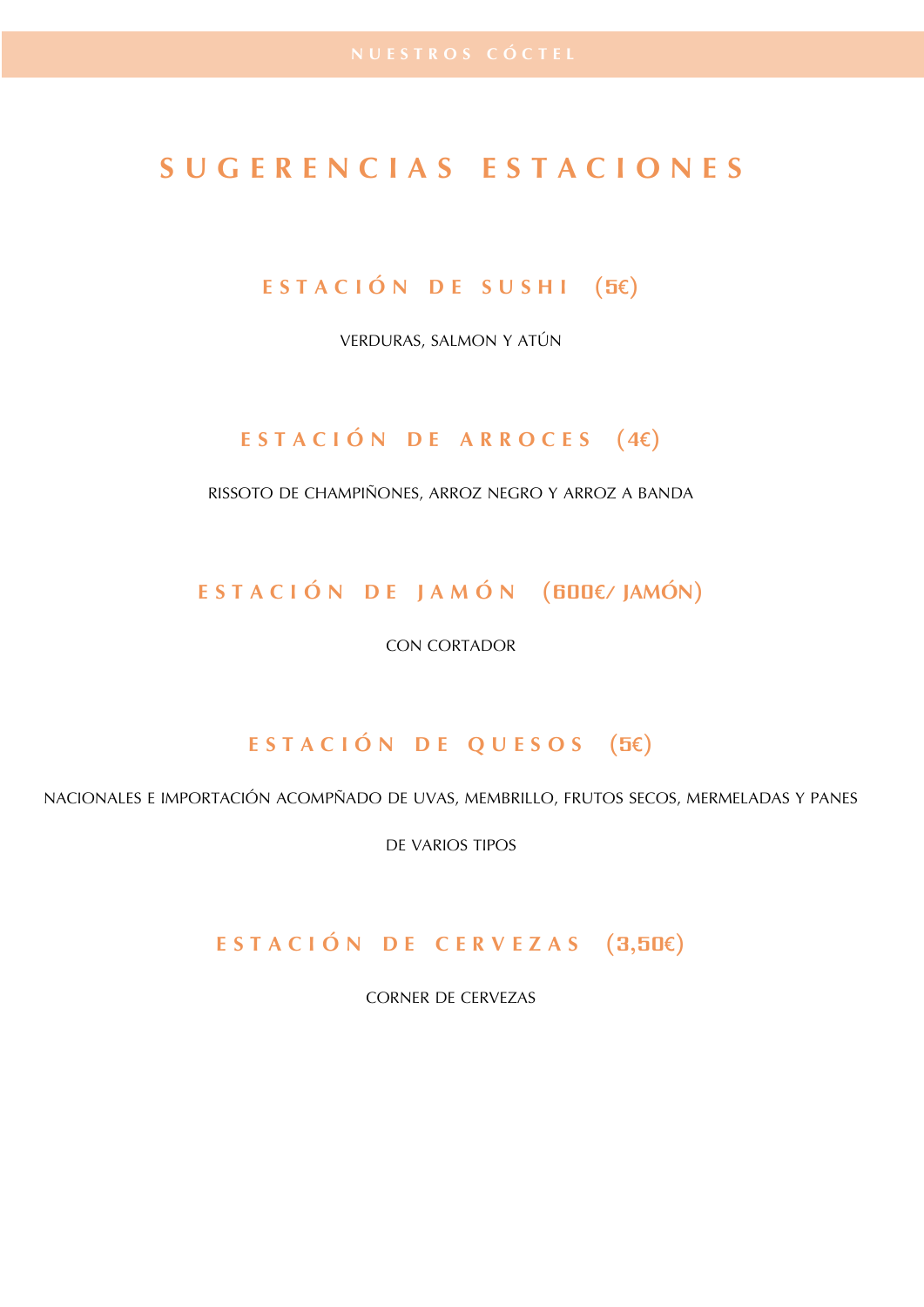NUESTROS CÓCTEL

# SUGERENCIAS ESTACIONES

## ESTACIÓN DE SUSHI (5€)

VERDURAS, SALMON Y ATÚN

## ESTACIÓN DE ARROCES (4€)

RISSOTO DE CHAMPIÑONES, ARROZ NEGRO Y ARROZ A BANDA

## ESTACIÓN DE JAMÓN (600€/ JAMÓN)

CON CORTADOR

## ESTACIÓN DE QUESOS (5€)

NACIONALES E IMPORTACIÓN ACOMPÑADO DE UVAS, MEMBRILLO, FRUTOS SECOS, MERMELADAS Y PANES DE VARIOS TIPOS

## ESTACIÓN DE CERVEZAS (3,50€)

CORNER DE CERVEZAS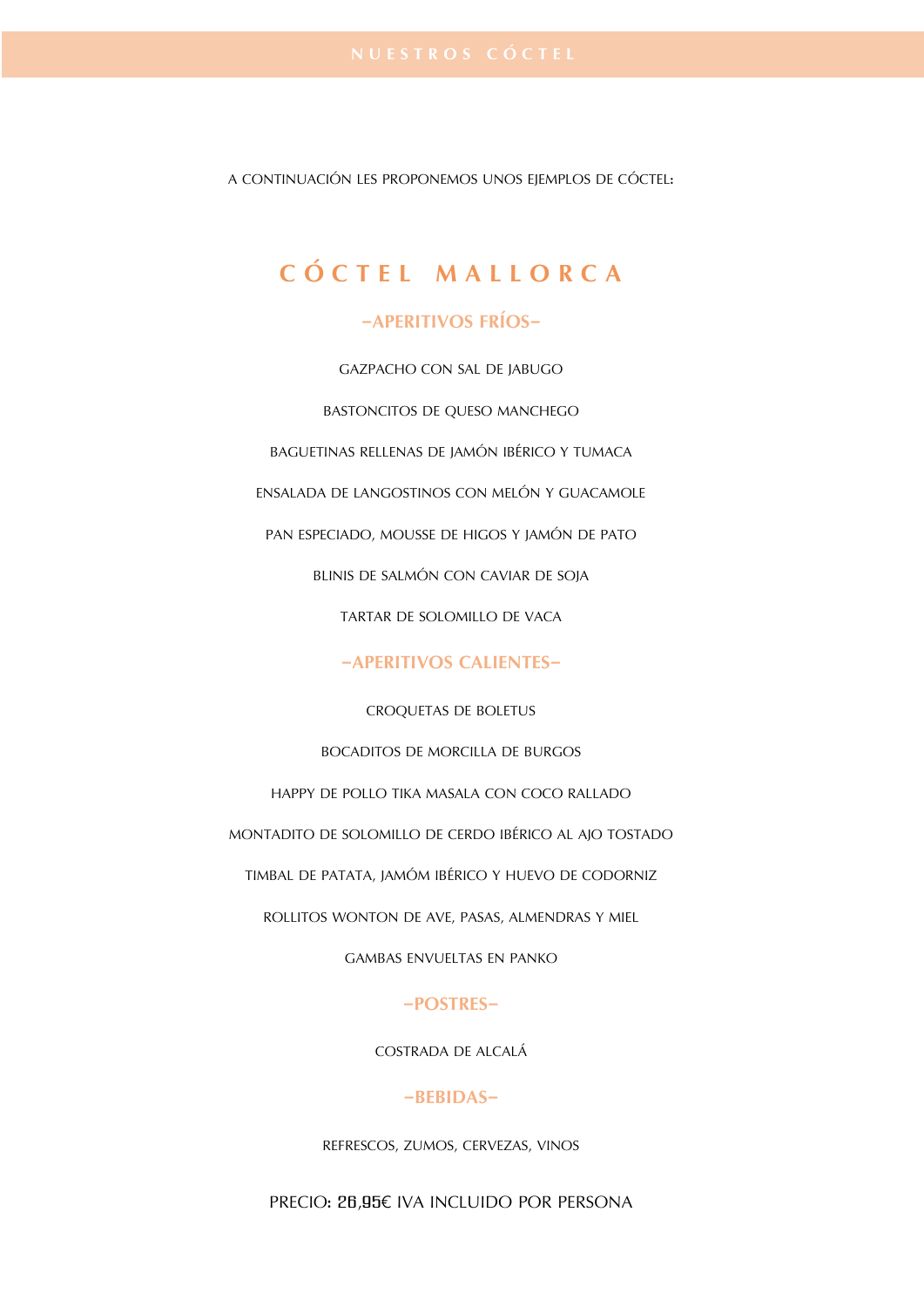# NUESTROS CÓCTEL

A CONTINUACIÓN LES PROPONEMOS UNOS EJEMPLOS DE CÓCTEL:

## CÓCTEL MALLORCA

### -APERITIVOS FRÍOS-

GAZPACHO CON SAL DE JABUGO

BASTONCITOS DE QUESO MANCHEGO

BAGUETINAS RELLENAS DE JAMÓN IBÉRICO Y TUMACA

ENSALADA DE LANGOSTINOS CON MELÓN Y GUACAMOLE

PAN ESPECIADO, MOUSSE DE HIGOS Y JAMÓN DE PATO

BLINIS DE SALMÓN CON CAVIAR DE SOJA

TARTAR DE SOLOMILLO DE VACA

### -APERITIVOS CALIENTES-

CROQUETAS DE BOLETUS

BOCADITOS DE MORCILLA DE BURGOS

HAPPY DE POLLO TIKA MASALA CON COCO RALLADO

MONTADITO DE SOLOMILLO DE CERDO IBÉRICO AL AJO TOSTADO

TIMBAL DE PATATA, JAMÓM IBÉRICO Y HUEVO DE CODORNIZ

ROLLITOS WONTON DE AVE, PASAS, ALMENDRAS Y MIEL

GAMBAS ENVUELTAS EN PANKO

### -POSTRES-

COSTRADA DE ALCALÁ

### -BEBIDAS-

REFRESCOS, ZUMOS, CERVEZAS, VINOS

PRECIO: 26,95€ IVA INCLUIDO POR PERSONA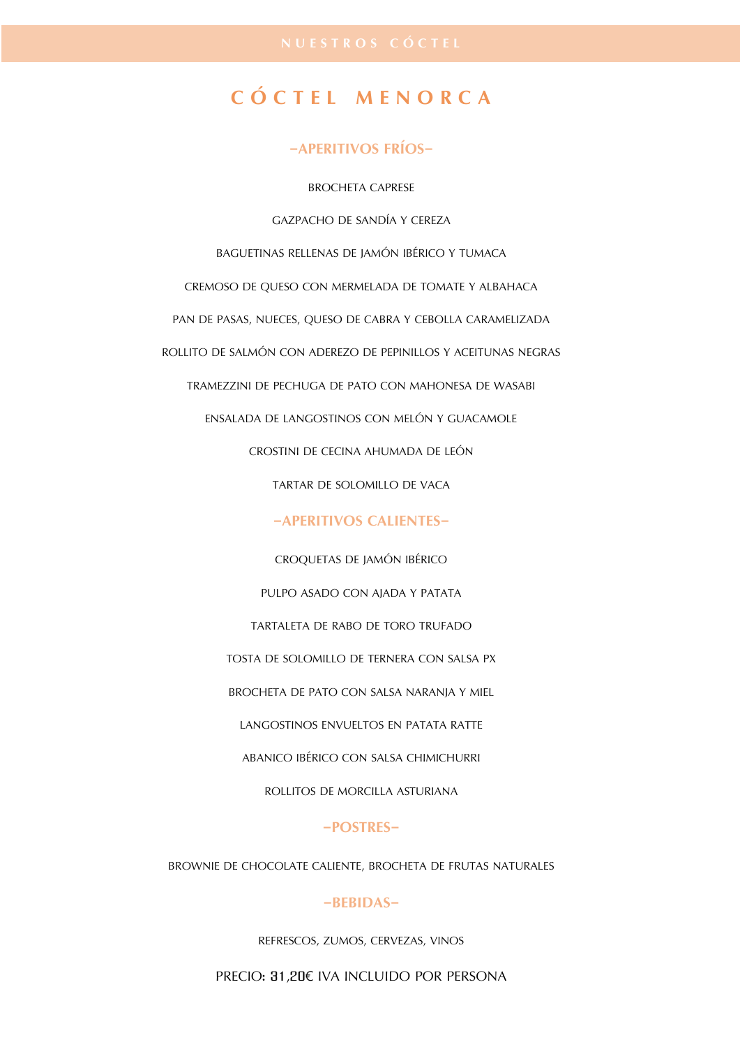NUESTROS CÓCTEL

# CÓCTEL MENORCA

## -APERITIVOS FRÍOS-

BROCHETA CAPRESE

GAZPACHO DE SANDÍA Y CEREZA

BAGUETINAS RELLENAS DE JAMÓN IBÉRICO Y TUMACA

CREMOSO DE QUESO CON MERMELADA DE TOMATE Y ALBAHACA

PAN DE PASAS, NUECES, QUESO DE CABRA Y CEBOLLA CARAMELIZADA

ROLLITO DE SALMÓN CON ADEREZO DE PEPINILLOS Y ACEITUNAS NEGRAS

TRAMEZZINI DE PECHUGA DE PATO CON MAHONESA DE WASABI

ENSALADA DE LANGOSTINOS CON MELÓN Y GUACAMOLE

CROSTINI DE CECINA AHUMADA DE LEÓN

TARTAR DE SOLOMILLO DE VACA

## -APERITIVOS CALIENTES-

CROQUETAS DE JAMÓN IBÉRICO

PULPO ASADO CON AJADA Y PATATA

TARTALETA DE RABO DE TORO TRUFADO

TOSTA DE SOLOMILLO DE TERNERA CON SALSA PX

BROCHETA DE PATO CON SALSA NARANJA Y MIEL

LANGOSTINOS ENVUELTOS EN PATATA RATTE

ABANICO IBÉRICO CON SALSA CHIMICHURRI

ROLLITOS DE MORCILLA ASTURIANA

## -POSTRES-

BROWNIE DE CHOCOLATE CALIENTE, BROCHETA DE FRUTAS NATURALES

## -BEBIDAS-

REFRESCOS, ZUMOS, CERVEZAS, VINOS

PRECIO: 31,20€ IVA INCLUIDO POR PERSONA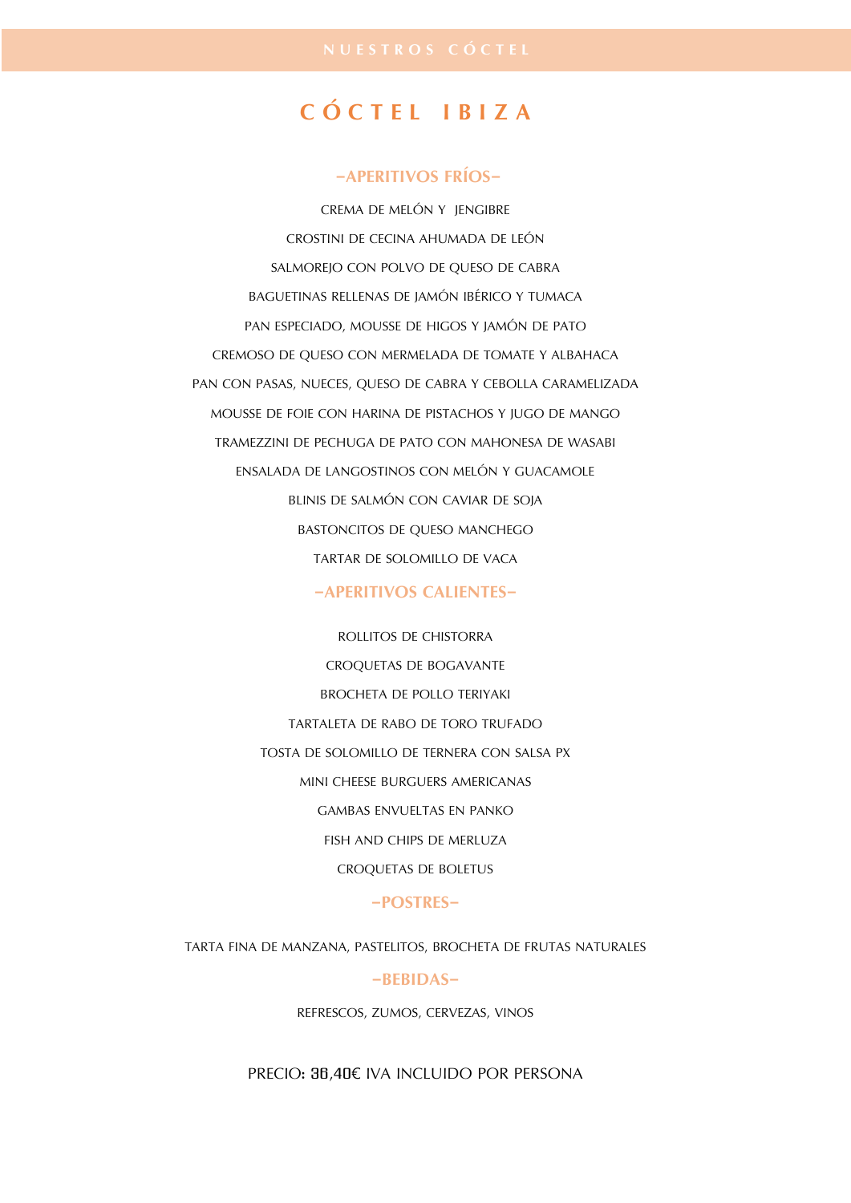NUESTROS CÓCTEL

# CÓCTEL IBIZA

## –APERITIVOS FRÍOS–

CREMA DE MELÓN Y JENGIBRE

CROSTINI DE CECINA AHUMADA DE LEÓN

SALMOREJO CON POLVO DE QUESO DE CABRA

BAGUETINAS RELLENAS DE JAMÓN IBÉRICO Y TUMACA

PAN ESPECIADO, MOUSSE DE HIGOS Y JAMÓN DE PATO

CREMOSO DE QUESO CON MERMELADA DE TOMATE Y ALBAHACA

PAN CON PASAS, NUECES, QUESO DE CABRA Y CEBOLLA CARAMELIZADA

MOUSSE DE FOIE CON HARINA DE PISTACHOS Y JUGO DE MANGO

TRAMEZZINI DE PECHUGA DE PATO CON MAHONESA DE WASABI

ENSALADA DE LANGOSTINOS CON MELÓN Y GUACAMOLE

BLINIS DE SALMÓN CON CAVIAR DE SOJA

BASTONCITOS DE QUESO MANCHEGO

TARTAR DE SOLOMILLO DE VACA

## –APERITIVOS CALIENTES–

ROLLITOS DE CHISTORRA

CROQUETAS DE BOGAVANTE

BROCHETA DE POLLO TERIYAKI

TARTALETA DE RABO DE TORO TRUFADO

TOSTA DE SOLOMILLO DE TERNERA CON SALSA PX

MINI CHEESE BURGUERS AMERICANAS

GAMBAS ENVUELTAS EN PANKO

FISH AND CHIPS DE MERLUZA

CROQUETAS DE BOLETUS

## –POSTRES–

TARTA FINA DE MANZANA, PASTELITOS, BROCHETA DE FRUTAS NATURALES

## –BEBIDAS–

REFRESCOS, ZUMOS, CERVEZAS, VINOS

PRECIO: 36,40€ IVA INCLUIDO POR PERSONA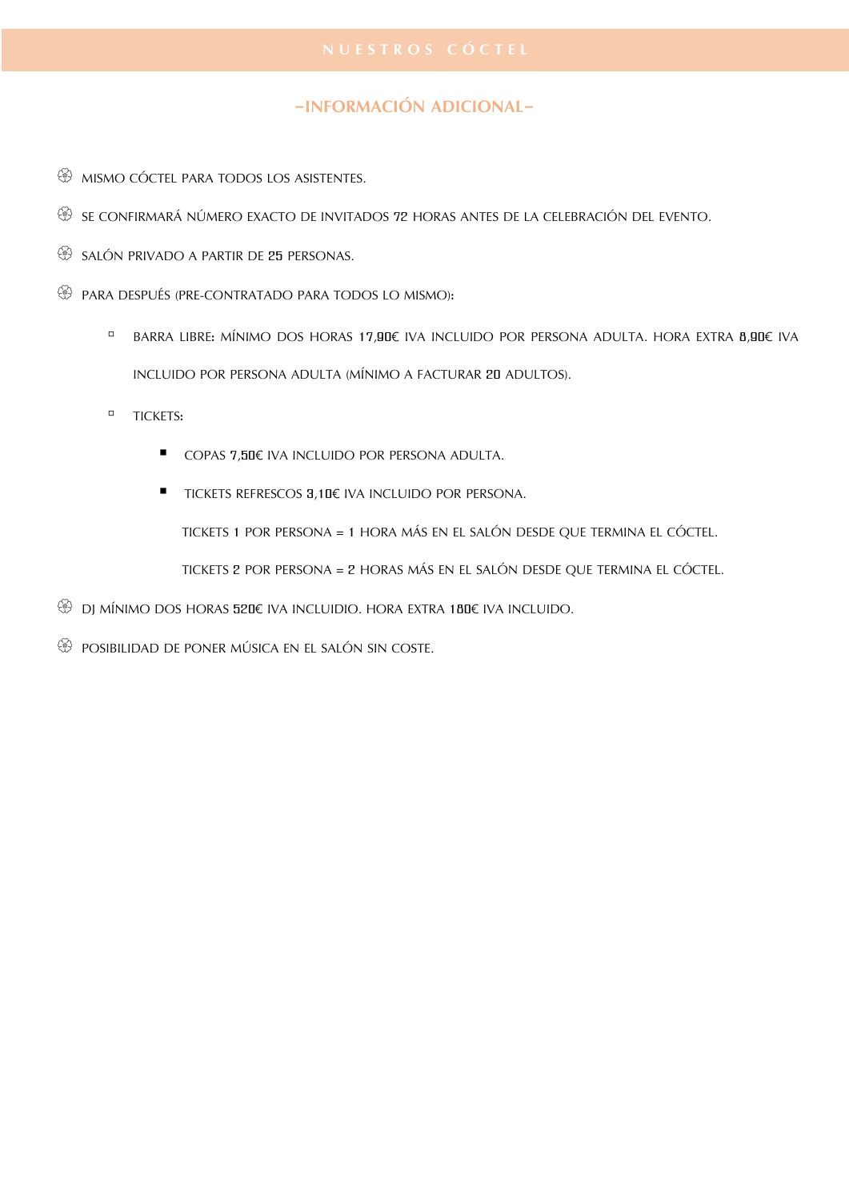# NUESTROS CÓCTEL

## -INFORMACIÓN ADICIONAL-

- MISMO CÓCTEL PARA TODOS LOS ASISTENTES.
- SE CONFIRMARÁ NÚMERO EXACTO DE INVITADOS 72 HORAS ANTES DE LA CELEBRACIÓN DEL EVENTO.
- SALÓN PRIVADO A PARTIR DE 25 PERSONAS.
- PARA DESPUÉS (PRE-CONTRATADO PARA TODOS LO MISMO):
  - BARRA LIBRE: MÍNIMO DOS HORAS 17,90€ IVA INCLUIDO POR PERSONA ADULTA. HORA EXTRA 8,90€ IVA INCLUIDO POR PERSONA ADULTA (MÍNIMO A FACTURAR 20 ADULTOS).
  - TICKETS:
    - COPAS 7,50€ IVA INCLUIDO POR PERSONA ADULTA.
    - TICKETS REFRESCOS 3,10€ IVA INCLUIDO POR PERSONA.

      TICKETS 1 POR PERSONA = 1 HORA MÁS EN EL SALÓN DESDE QUE TERMINA EL CÓCTEL.

      TICKETS 2 POR PERSONA = 2 HORAS MÁS EN EL SALÓN DESDE QUE TERMINA EL CÓCTEL.
- DJ MÍNIMO DOS HORAS 520€ IVA INCLUIDIO. HORA EXTRA 180€ IVA INCLUIDO.
- POSIBILIDAD DE PONER MÚSICA EN EL SALÓN SIN COSTE.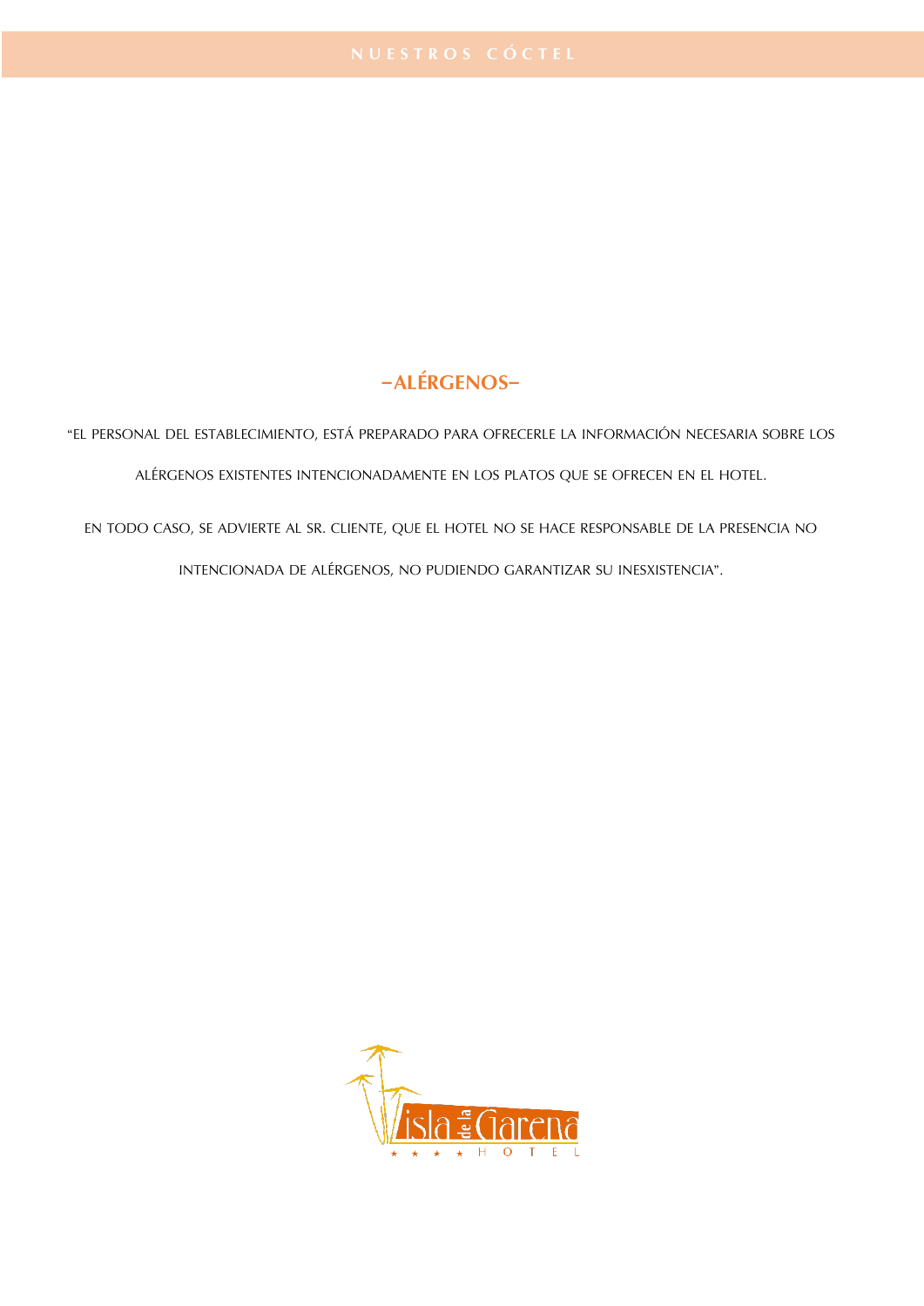# -ALÉRGENOS-

"EL PERSONAL DEL ESTABLECIMIENTO, ESTÁ PREPARADO PARA OFRECERLE LA INFORMACIÓN NECESARIA SOBRE LOS ALÉRGENOS EXISTENTES INTENCIONADAMENTE EN LOS PLATOS QUE SE OFRECEN EN EL HOTEL.

EN TODO CASO, SE ADVIERTE AL SR. CLIENTE, QUE EL HOTEL NO SE HACE RESPONSABLE DE LA PRESENCIA NO INTENCIONADA DE ALÉRGENOS, NO PUDIENDO GARANTIZAR SU INESXISTENCIA".

Isla de la Garena

★ ★ ★ ★ HOTEL